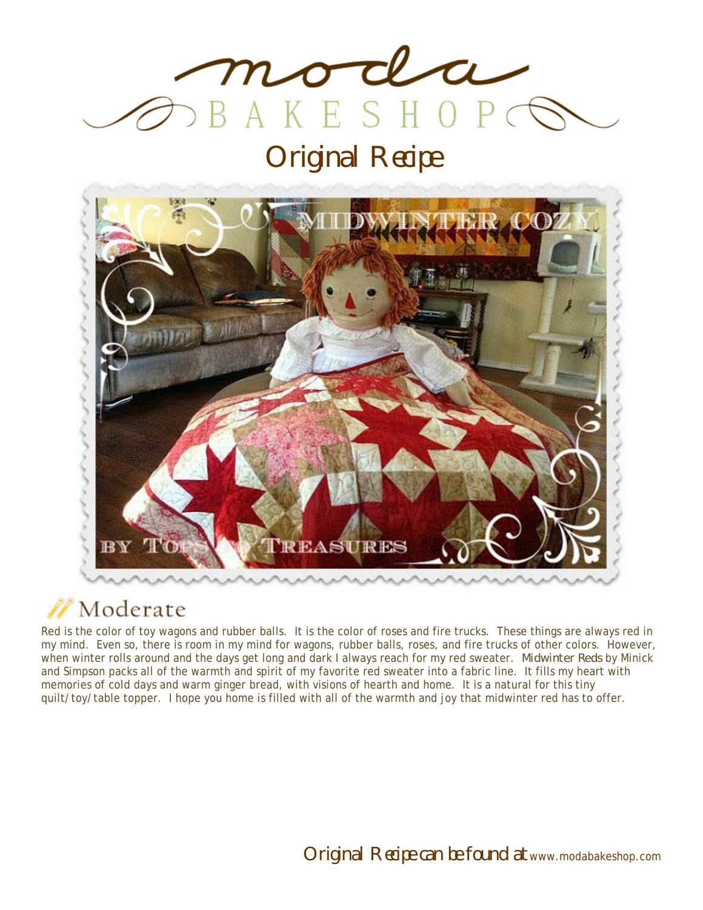# moda BAKESHOP

## Original Recipe

## Moderate

Red is the color of toy wagons and rubber balls. It is the color of roses and fire trucks. These things are always red in my mind. Even so, there is room in my mind for wagons, rubber balls, roses, and fire trucks of other colors. However, when winter rolls around and the days get long and dark I always reach for my red sweater. *Midwinter Reds* by Minick and Simpson packs all of the warmth and spirit of my favorite red sweater into a fabric line. It fills my heart with memories of cold days and warm ginger bread, with visions of hearth and home. It is a natural for this tiny quilt/toy/table topper. I hope you home is filled with all of the warmth and joy that midwinter red has to offer.

Original Recipe can be found at www.modabakeshop.com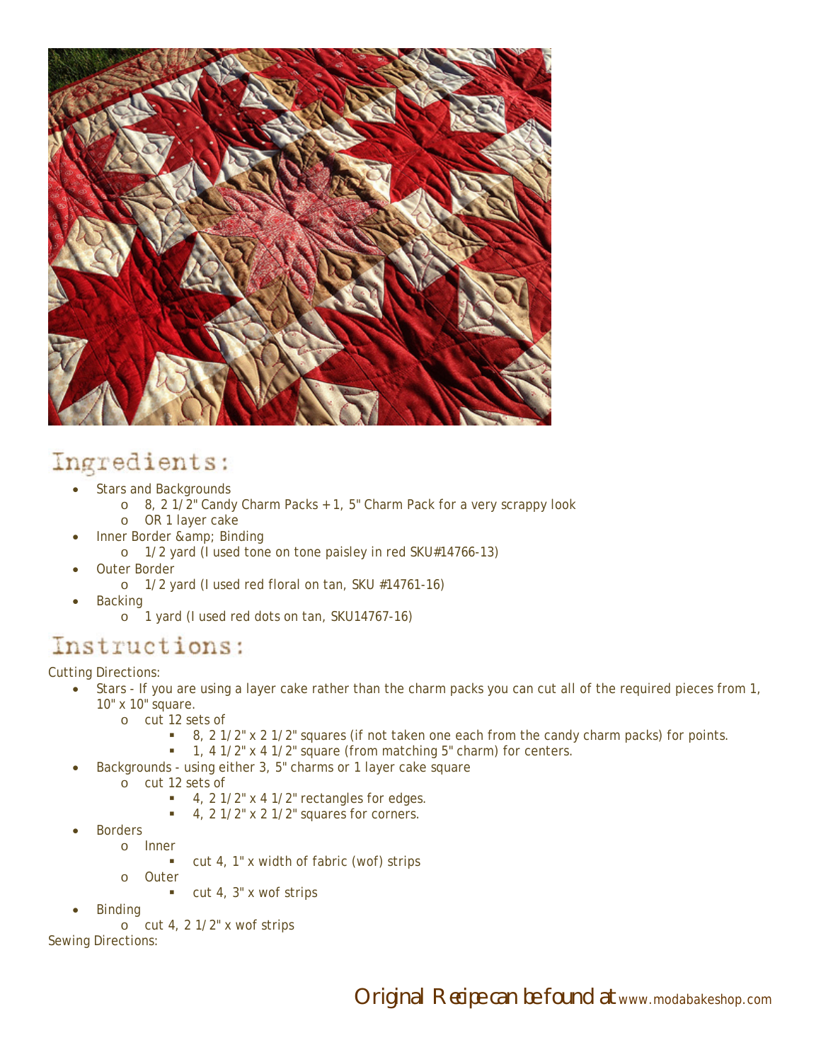## Ingredients:

- Stars and Backgrounds
  - 8, 2 1/2" Candy Charm Packs + 1, 5" Charm Pack for a very scrappy look
  - OR 1 layer cake
- Inner Border &amp; Binding
  - 1/2 yard (I used tone on tone paisley in red SKU#14766-13)
- Outer Border
  - 1/2 yard (I used red floral on tan, SKU #14761-16)
- Backing
  - 1 yard (I used red dots on tan, SKU14767-16)

## Instructions:

Cutting Directions:

- Stars - If you are using a layer cake rather than the charm packs you can cut all of the required pieces from 1, 10" x 10" square.
  - cut 12 sets of
    - 8, 2 1/2" x 2 1/2" squares (if not taken one each from the candy charm packs) for points.
    - 1, 4 1/2" x 4 1/2" square (from matching 5" charm) for centers.
- Backgrounds - using either 3, 5" charms or 1 layer cake square
  - cut 12 sets of
    - 4, 2 1/2" x 4 1/2" rectangles for edges.
    - 4, 2 1/2" x 2 1/2" squares for corners.
- Borders
  - Inner
    - cut 4, 1" x width of fabric (wof) strips
  - Outer
    - cut 4, 3" x wof strips
- Binding
  - cut 4, 2 1/2" x wof strips

Sewing Directions:

Original Recipe can be found at www.modabakeshop.com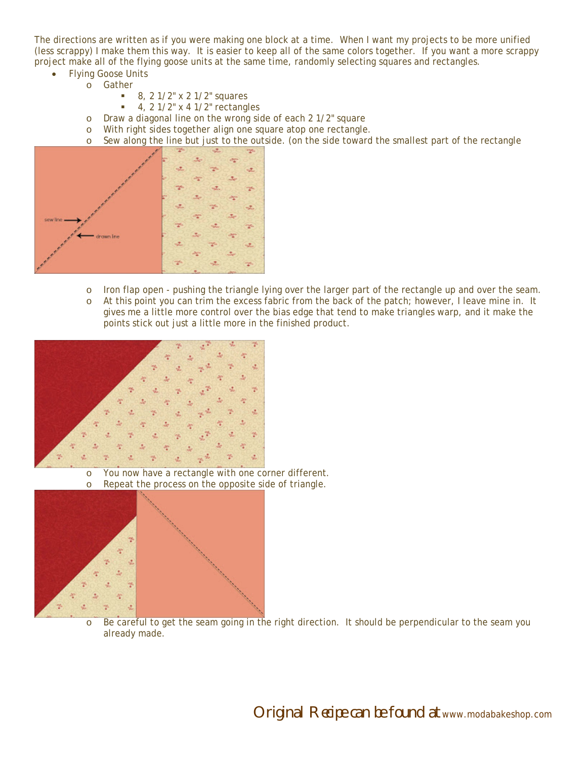The directions are written as if you were making one block at a time. When I want my projects to be more unified (less scrappy) I make them this way. It is easier to keep all of the same colors together. If you want a more scrappy project make all of the flying goose units at the same time, randomly selecting squares and rectangles.

- Flying Goose Units
  - Gather
    - 8, 2 1/2" x 2 1/2" squares
    - 4, 2 1/2" x 4 1/2" rectangles
  - Draw a diagonal line on the wrong side of each 2 1/2" square
  - With right sides together align one square atop one rectangle.
  - Sew along the line but just to the outside. (on the side toward the smallest part of the rectangle
  - Iron flap open - pushing the triangle lying over the larger part of the rectangle up and over the seam.
  - At this point you can trim the excess fabric from the back of the patch; however, I leave mine in. It gives me a little more control over the bias edge that tend to make triangles warp, and it make the points stick out just a little more in the finished product.
  - You now have a rectangle with one corner different.
  - Repeat the process on the opposite side of triangle.
  - Be careful to get the seam going in the right direction. It should be perpendicular to the seam you already made.

Original Recipe can be found at www.modabakeshop.com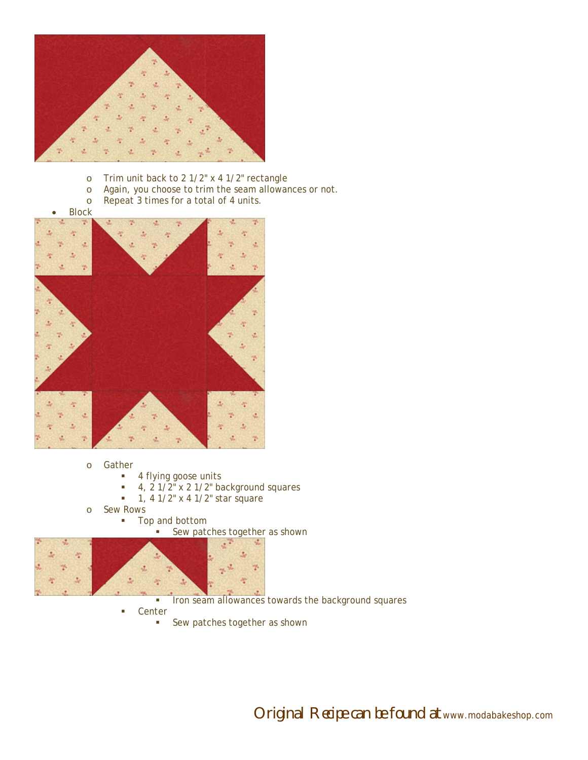- Trim unit back to 2 1/2" x 4 1/2" rectangle
- Again, you choose to trim the seam allowances or not.
- Repeat 3 times for a total of 4 units.

- Block
  - Gather
    - 4 flying goose units
    - 4, 2 1/2" x 2 1/2" background squares
    - 1, 4 1/2" x 4 1/2" star square
  - Sew Rows
    - Top and bottom
      - Sew patches together as shown
      - Iron seam allowances towards the background squares
    - Center
      - Sew patches together as shown

Original Recipe can be found at www.modabakeshop.com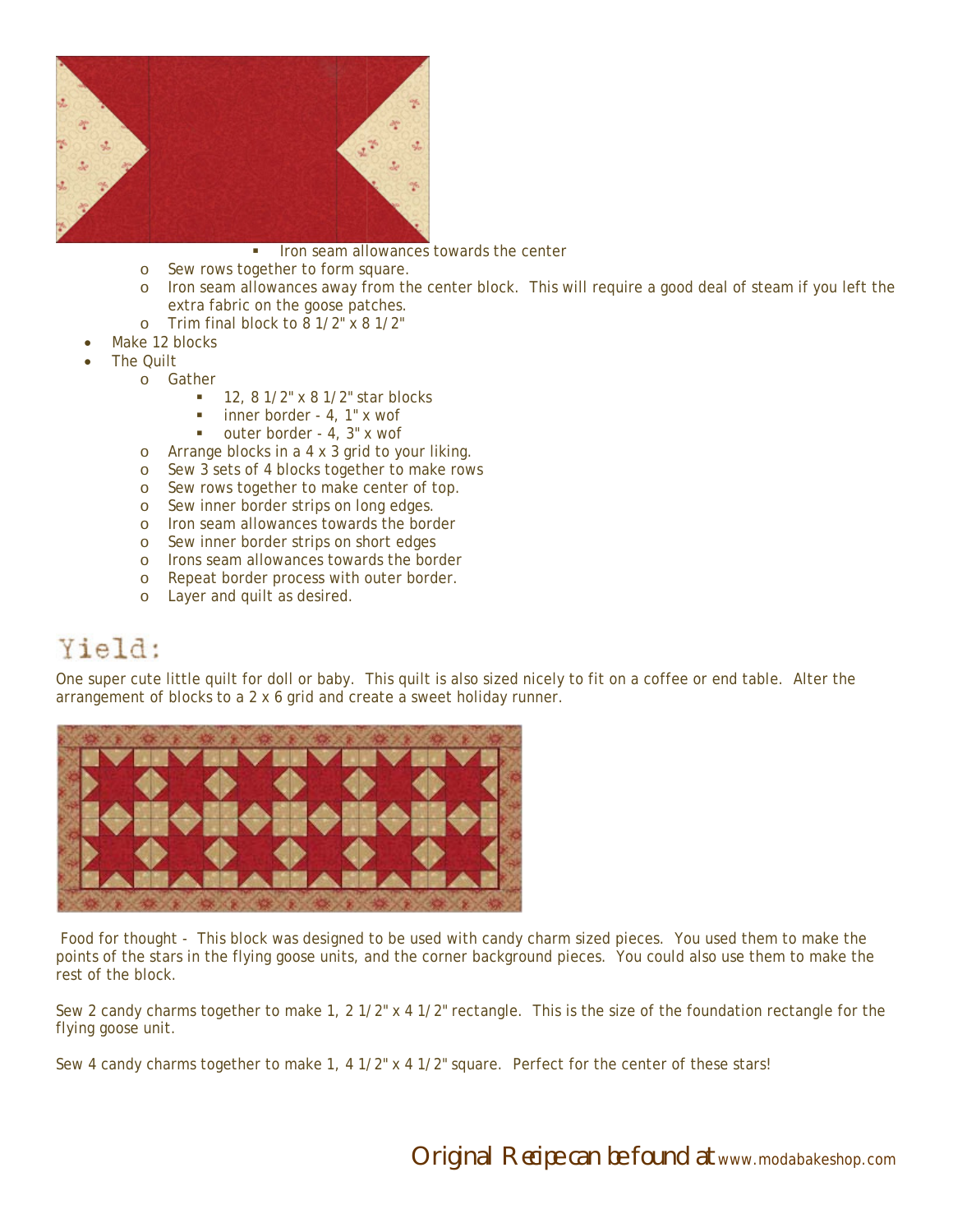- Iron seam allowances towards the center
    - Sew rows together to form square.
    - Iron seam allowances away from the center block. This will require a good deal of steam if you left the extra fabric on the goose patches.
    - Trim final block to 8 1/2" x 8 1/2"
- Make 12 blocks
- The Quilt
    - Gather
        - 12, 8 1/2" x 8 1/2" star blocks
        - inner border - 4, 1" x wof
        - outer border - 4, 3" x wof
    - Arrange blocks in a 4 x 3 grid to your liking.
    - Sew 3 sets of 4 blocks together to make rows
    - Sew rows together to make center of top.
    - Sew inner border strips on long edges.
    - Iron seam allowances towards the border
    - Sew inner border strips on short edges
    - Irons seam allowances towards the border
    - Repeat border process with outer border.
    - Layer and quilt as desired.

## Yield:

One super cute little quilt for doll or baby. This quilt is also sized nicely to fit on a coffee or end table. Alter the arrangement of blocks to a 2 x 6 grid and create a sweet holiday runner.

Food for thought - This block was designed to be used with candy charm sized pieces. You used them to make the points of the stars in the flying goose units, and the corner background pieces. You could also use them to make the rest of the block.

Sew 2 candy charms together to make 1, 2 1/2" x 4 1/2" rectangle. This is the size of the foundation rectangle for the flying goose unit.

Sew 4 candy charms together to make 1, 4 1/2" x 4 1/2" square. Perfect for the center of these stars!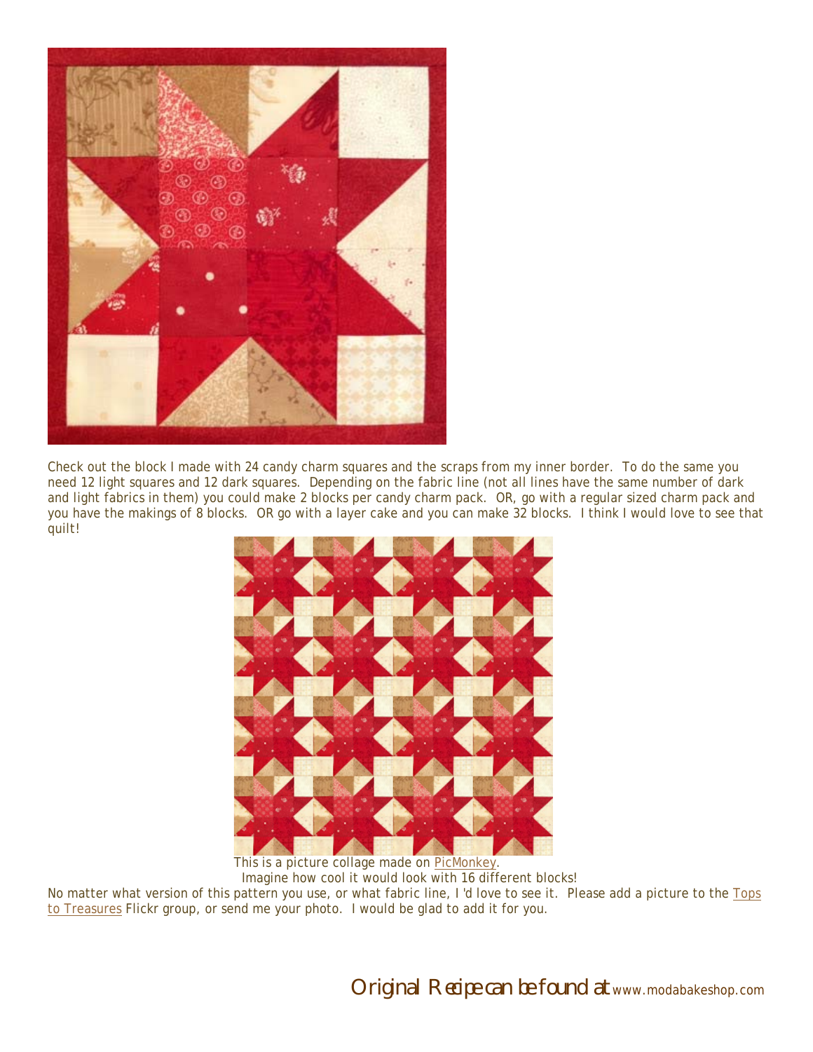Check out the block I made with 24 candy charm squares and the scraps from my inner border. To do the same you need 12 light squares and 12 dark squares. Depending on the fabric line (not all lines have the same number of dark and light fabrics in them) you could make 2 blocks per candy charm pack. OR, go with a regular sized charm pack and you have the makings of 8 blocks. OR go with a layer cake and you can make 32 blocks. I think I would love to see that quilt!

This is a picture collage made on PicMonkey.

Imagine how cool it would look with 16 different blocks!

No matter what version of this pattern you use, or what fabric line, I 'd love to see it. Please add a picture to the Tops to Treasures Flickr group, or send me your photo. I would be glad to add it for you.

Original Recipe can be found at www.modabakeshop.com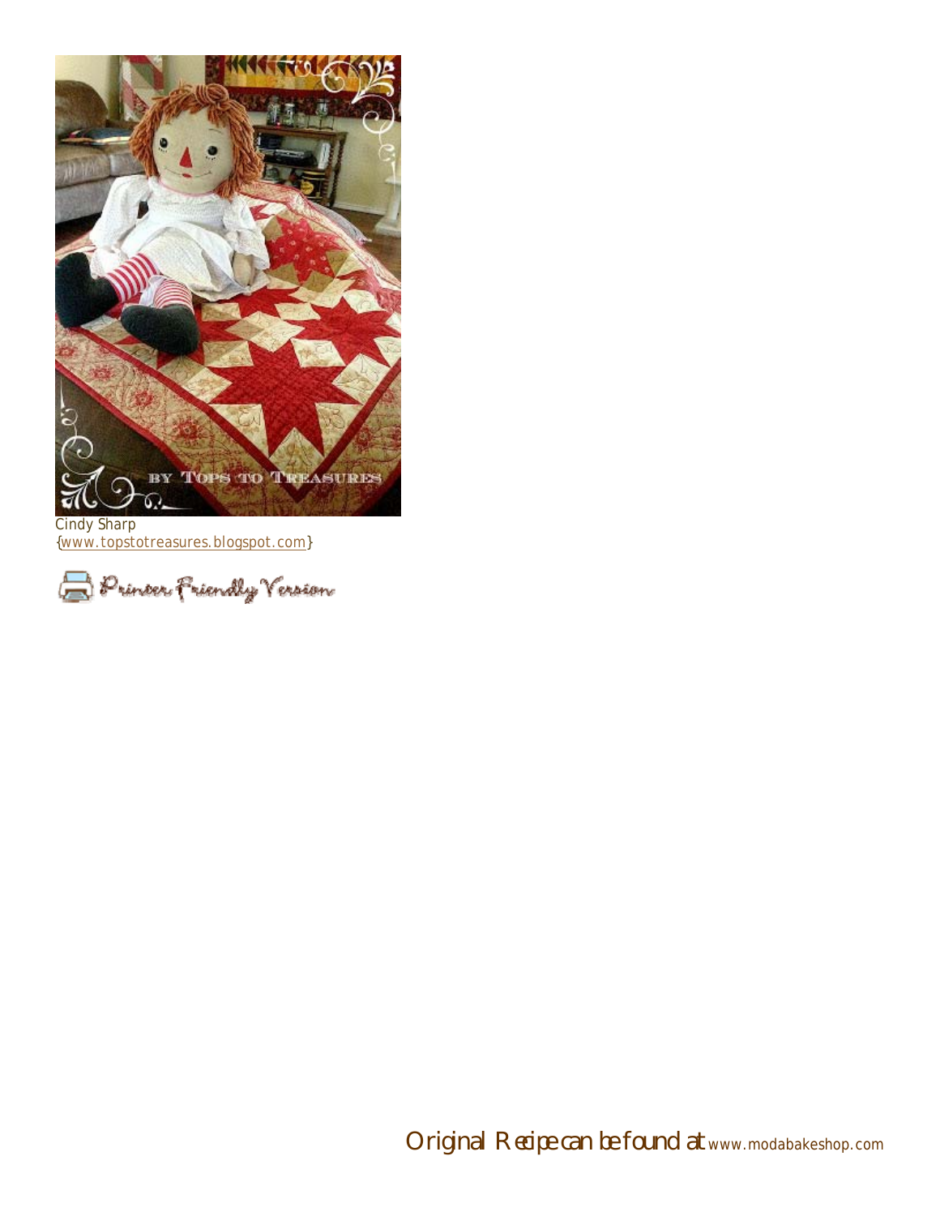Cindy Sharp
{www.topstotreasures.blogspot.com}

Original Recipe can be found at www.modabakeshop.com